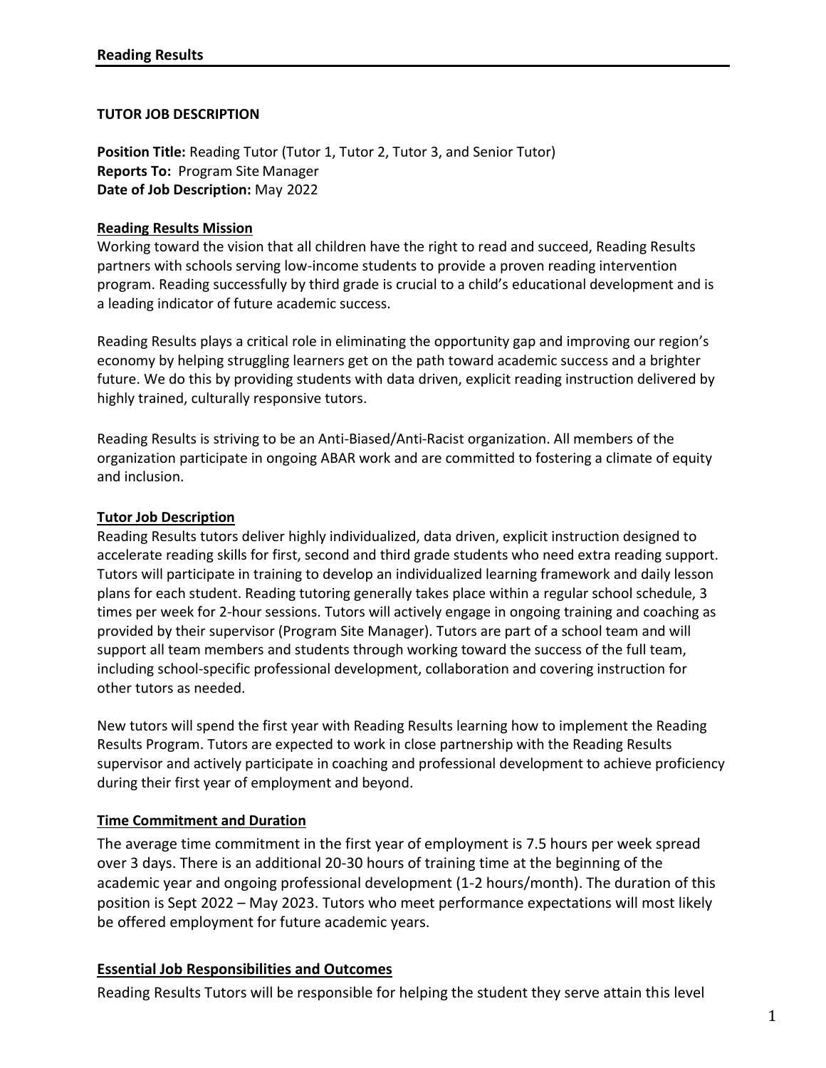**Reading Results**

**TUTOR JOB DESCRIPTION**

**Position Title:** Reading Tutor (Tutor 1, Tutor 2, Tutor 3, and Senior Tutor)
**Reports To:** Program Site Manager
**Date of Job Description:** May 2022

## Reading Results Mission

Working toward the vision that all children have the right to read and succeed, Reading Results partners with schools serving low-income students to provide a proven reading intervention program. Reading successfully by third grade is crucial to a child's educational development and is a leading indicator of future academic success.

Reading Results plays a critical role in eliminating the opportunity gap and improving our region's economy by helping struggling learners get on the path toward academic success and a brighter future. We do this by providing students with data driven, explicit reading instruction delivered by highly trained, culturally responsive tutors.

Reading Results is striving to be an Anti-Biased/Anti-Racist organization. All members of the organization participate in ongoing ABAR work and are committed to fostering a climate of equity and inclusion.

## Tutor Job Description

Reading Results tutors deliver highly individualized, data driven, explicit instruction designed to accelerate reading skills for first, second and third grade students who need extra reading support. Tutors will participate in training to develop an individualized learning framework and daily lesson plans for each student. Reading tutoring generally takes place within a regular school schedule, 3 times per week for 2-hour sessions. Tutors will actively engage in ongoing training and coaching as provided by their supervisor (Program Site Manager). Tutors are part of a school team and will support all team members and students through working toward the success of the full team, including school-specific professional development, collaboration and covering instruction for other tutors as needed.

New tutors will spend the first year with Reading Results learning how to implement the Reading Results Program. Tutors are expected to work in close partnership with the Reading Results supervisor and actively participate in coaching and professional development to achieve proficiency during their first year of employment and beyond.

## Time Commitment and Duration

The average time commitment in the first year of employment is 7.5 hours per week spread over 3 days. There is an additional 20-30 hours of training time at the beginning of the academic year and ongoing professional development (1-2 hours/month). The duration of this position is Sept 2022 – May 2023. Tutors who meet performance expectations will most likely be offered employment for future academic years.

## Essential Job Responsibilities and Outcomes

Reading Results Tutors will be responsible for helping the student they serve attain this level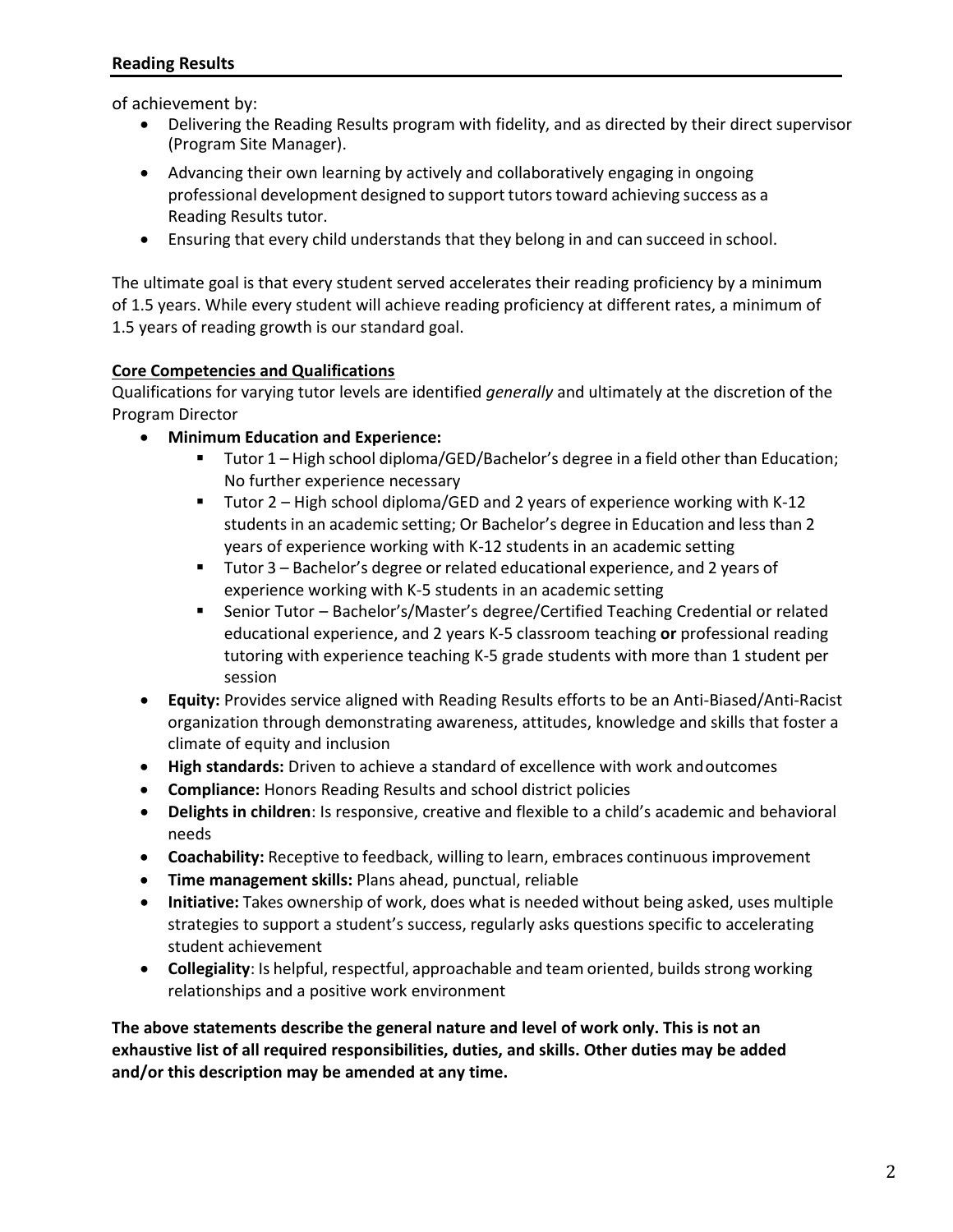of achievement by:

- Delivering the Reading Results program with fidelity, and as directed by their direct supervisor (Program Site Manager).
- Advancing their own learning by actively and collaboratively engaging in ongoing professional development designed to support tutors toward achieving success as a Reading Results tutor.
- Ensuring that every child understands that they belong in and can succeed in school.

The ultimate goal is that every student served accelerates their reading proficiency by a minimum of 1.5 years. While every student will achieve reading proficiency at different rates, a minimum of 1.5 years of reading growth is our standard goal.

**Core Competencies and Qualifications**

Qualifications for varying tutor levels are identified *generally* and ultimately at the discretion of the Program Director

- **Minimum Education and Experience:**
  - Tutor 1 – High school diploma/GED/Bachelor's degree in a field other than Education; No further experience necessary
  - Tutor 2 – High school diploma/GED and 2 years of experience working with K-12 students in an academic setting; Or Bachelor's degree in Education and less than 2 years of experience working with K-12 students in an academic setting
  - Tutor 3 – Bachelor's degree or related educational experience, and 2 years of experience working with K-5 students in an academic setting
  - Senior Tutor – Bachelor's/Master's degree/Certified Teaching Credential or related educational experience, and 2 years K-5 classroom teaching **or** professional reading tutoring with experience teaching K-5 grade students with more than 1 student per session
- **Equity:** Provides service aligned with Reading Results efforts to be an Anti-Biased/Anti-Racist organization through demonstrating awareness, attitudes, knowledge and skills that foster a climate of equity and inclusion
- **High standards:** Driven to achieve a standard of excellence with work and outcomes
- **Compliance:** Honors Reading Results and school district policies
- **Delights in children**: Is responsive, creative and flexible to a child's academic and behavioral needs
- **Coachability:** Receptive to feedback, willing to learn, embraces continuous improvement
- **Time management skills:** Plans ahead, punctual, reliable
- **Initiative:** Takes ownership of work, does what is needed without being asked, uses multiple strategies to support a student's success, regularly asks questions specific to accelerating student achievement
- **Collegiality**: Is helpful, respectful, approachable and team oriented, builds strong working relationships and a positive work environment

**The above statements describe the general nature and level of work only. This is not an exhaustive list of all required responsibilities, duties, and skills. Other duties may be added and/or this description may be amended at any time.**